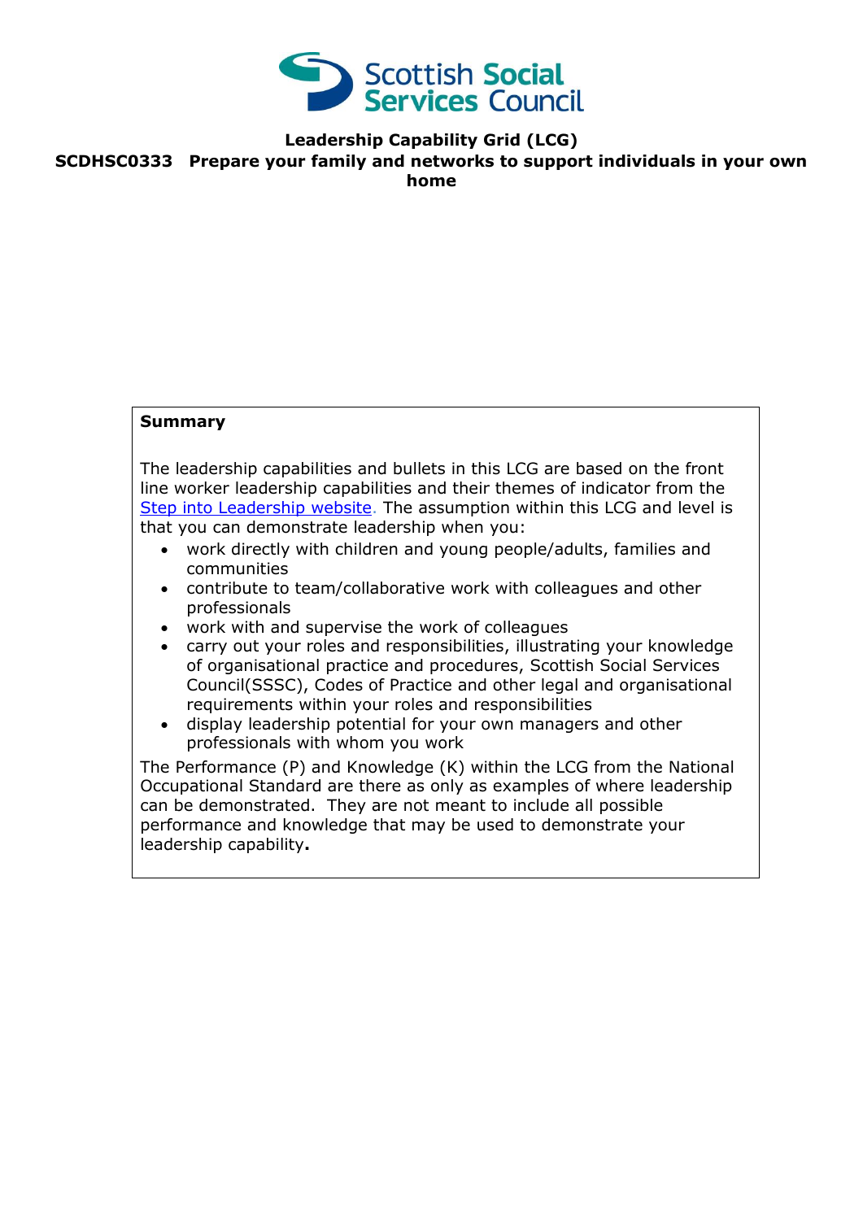Scottish Social Services Council

# Leadership Capability Grid (LCG)

## SCDHSC0333 Prepare your family and networks to support individuals in your own home

**Summary**

The leadership capabilities and bullets in this LCG are based on the front line worker leadership capabilities and their themes of indicator from the [Step into Leadership website](Step into Leadership website). The assumption within this LCG and level is that you can demonstrate leadership when you:

- work directly with children and young people/adults, families and communities
- contribute to team/collaborative work with colleagues and other professionals
- work with and supervise the work of colleagues
- carry out your roles and responsibilities, illustrating your knowledge of organisational practice and procedures, Scottish Social Services Council(SSSC), Codes of Practice and other legal and organisational requirements within your roles and responsibilities
- display leadership potential for your own managers and other professionals with whom you work

The Performance (P) and Knowledge (K) within the LCG from the National Occupational Standard are there as only as examples of where leadership can be demonstrated. They are not meant to include all possible performance and knowledge that may be used to demonstrate your leadership capability**.**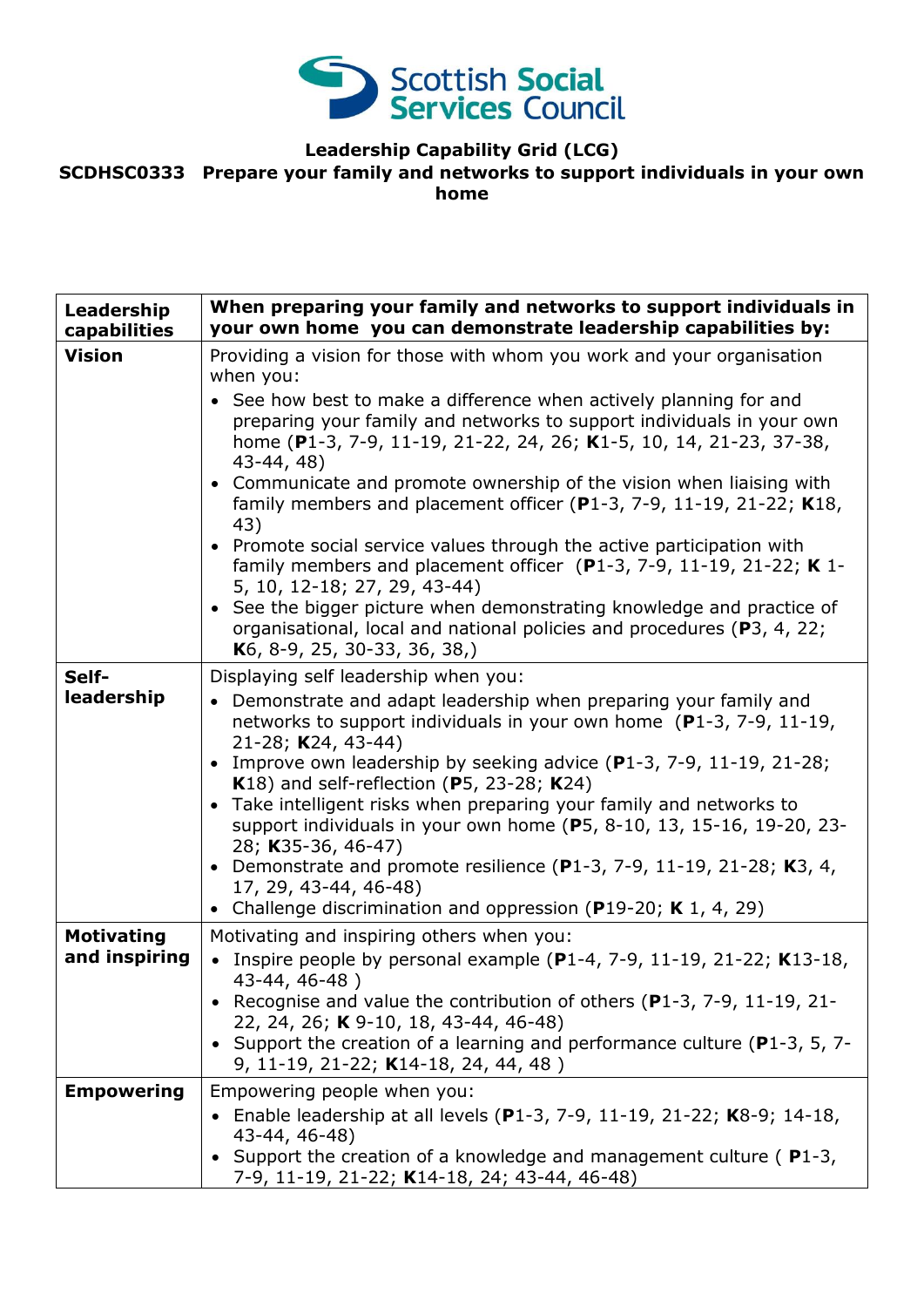**Leadership Capability Grid (LCG)**

**SCDHSC0333 Prepare your family and networks to support individuals in your own home**

| **Leadership capabilities** | **When preparing your family and networks to support individuals in your own home you can demonstrate leadership capabilities by:** |
|---|---|
| **Vision** | Providing a vision for those with whom you work and your organisation when you:<br>• See how best to make a difference when actively planning for and preparing your family and networks to support individuals in your own home (**P**1-3, 7-9, 11-19, 21-22, 24, 26; **K**1-5, 10, 14, 21-23, 37-38, 43-44, 48)<br>• Communicate and promote ownership of the vision when liaising with family members and placement officer (**P**1-3, 7-9, 11-19, 21-22; **K**18, 43)<br>• Promote social service values through the active participation with family members and placement officer (**P**1-3, 7-9, 11-19, 21-22; **K** 1-5, 10, 12-18; 27, 29, 43-44)<br>• See the bigger picture when demonstrating knowledge and practice of organisational, local and national policies and procedures (**P**3, 4, 22; **K**6, 8-9, 25, 30-33, 36, 38,) |
| **Self-leadership** | Displaying self leadership when you:<br>• Demonstrate and adapt leadership when preparing your family and networks to support individuals in your own home (**P**1-3, 7-9, 11-19, 21-28; **K**24, 43-44)<br>• Improve own leadership by seeking advice (**P**1-3, 7-9, 11-19, 21-28; **K**18) and self-reflection (**P**5, 23-28; **K**24)<br>• Take intelligent risks when preparing your family and networks to support individuals in your own home (**P**5, 8-10, 13, 15-16, 19-20, 23-28; **K**35-36, 46-47)<br>• Demonstrate and promote resilience (**P**1-3, 7-9, 11-19, 21-28; **K**3, 4, 17, 29, 43-44, 46-48)<br>• Challenge discrimination and oppression (**P**19-20; **K** 1, 4, 29) |
| **Motivating and inspiring** | Motivating and inspiring others when you:<br>• Inspire people by personal example (**P**1-4, 7-9, 11-19, 21-22; **K**13-18, 43-44, 46-48 )<br>• Recognise and value the contribution of others (**P**1-3, 7-9, 11-19, 21-22, 24, 26; **K** 9-10, 18, 43-44, 46-48)<br>• Support the creation of a learning and performance culture (**P**1-3, 5, 7-9, 11-19, 21-22; **K**14-18, 24, 44, 48 ) |
| **Empowering** | Empowering people when you:<br>• Enable leadership at all levels (**P**1-3, 7-9, 11-19, 21-22; **K**8-9; 14-18, 43-44, 46-48)<br>• Support the creation of a knowledge and management culture ( **P**1-3, 7-9, 11-19, 21-22; **K**14-18, 24; 43-44, 46-48) |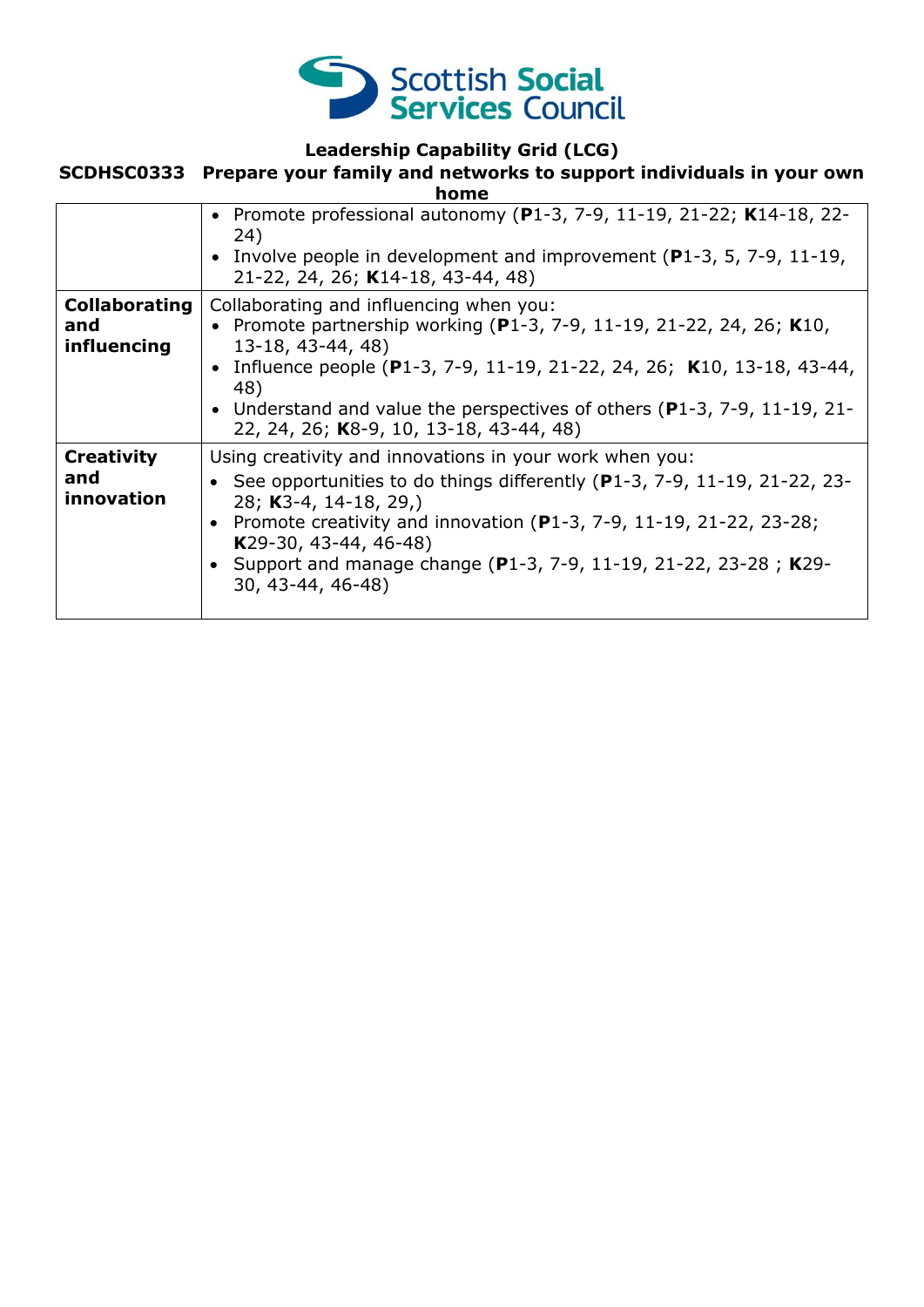**Leadership Capability Grid (LCG)**

**SCDHSC0333 Prepare your family and networks to support individuals in your own home**

| | |
|---|---|
| | • Promote professional autonomy (**P**1-3, 7-9, 11-19, 21-22; **K**14-18, 22-24)<br>• Involve people in development and improvement (**P**1-3, 5, 7-9, 11-19, 21-22, 24, 26; **K**14-18, 43-44, 48) |
| **Collaborating and influencing** | Collaborating and influencing when you:<br>• Promote partnership working (**P**1-3, 7-9, 11-19, 21-22, 24, 26; **K**10, 13-18, 43-44, 48)<br>• Influence people (**P**1-3, 7-9, 11-19, 21-22, 24, 26; **K**10, 13-18, 43-44, 48)<br>• Understand and value the perspectives of others (**P**1-3, 7-9, 11-19, 21-22, 24, 26; **K**8-9, 10, 13-18, 43-44, 48) |
| **Creativity and innovation** | Using creativity and innovations in your work when you:<br>• See opportunities to do things differently (**P**1-3, 7-9, 11-19, 21-22, 23-28; **K**3-4, 14-18, 29,)<br>• Promote creativity and innovation (**P**1-3, 7-9, 11-19, 21-22, 23-28; **K**29-30, 43-44, 46-48)<br>• Support and manage change (**P**1-3, 7-9, 11-19, 21-22, 23-28 ; **K**29-30, 43-44, 46-48) |